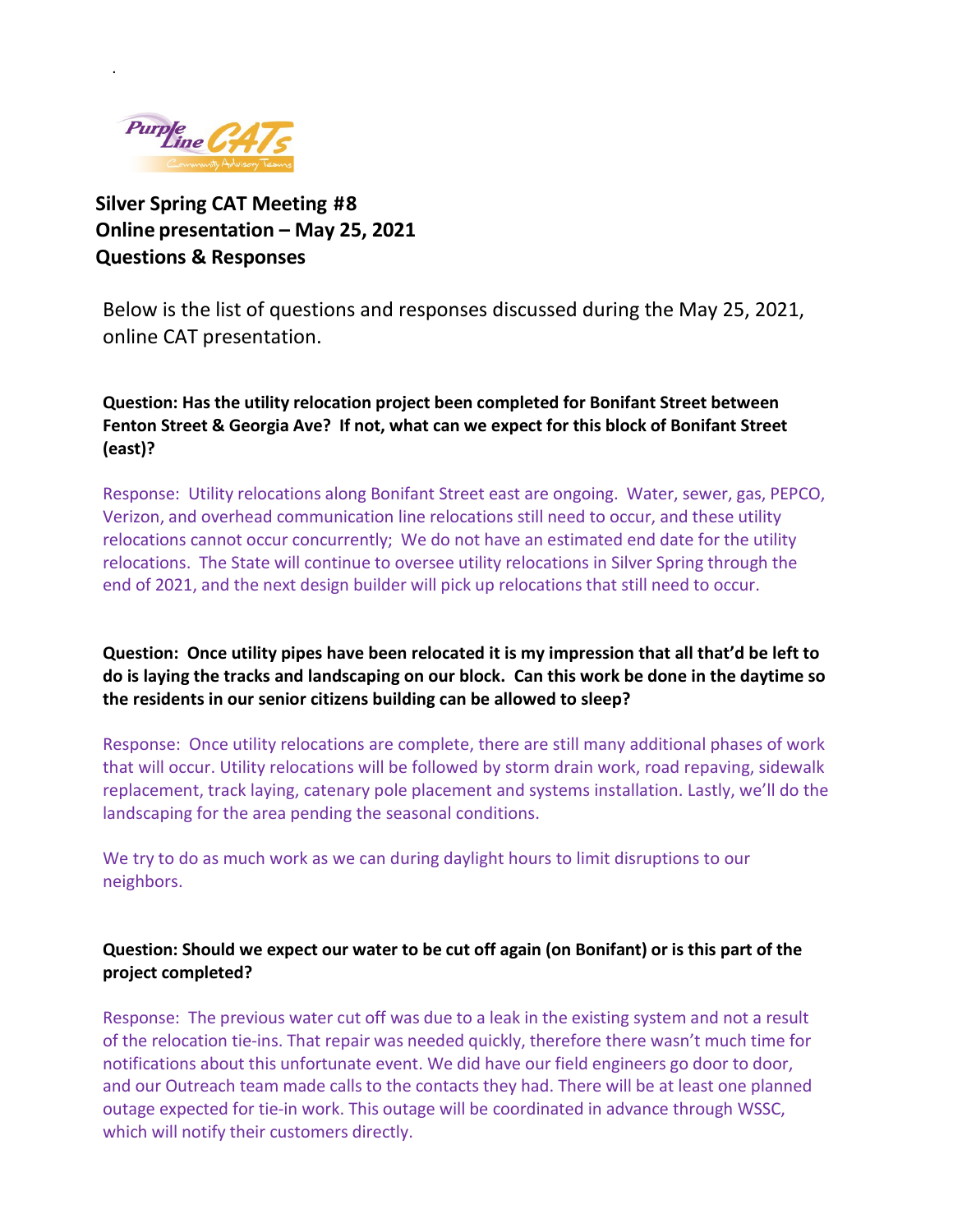Purple Line CATs
Community Advisory Teams

# Silver Spring CAT Meeting #8
## Online presentation – May 25, 2021
## Questions & Responses

Below is the list of questions and responses discussed during the May 25, 2021, online CAT presentation.

**Question: Has the utility relocation project been completed for Bonifant Street between Fenton Street & Georgia Ave? If not, what can we expect for this block of Bonifant Street (east)?**

Response: Utility relocations along Bonifant Street east are ongoing. Water, sewer, gas, PEPCO, Verizon, and overhead communication line relocations still need to occur, and these utility relocations cannot occur concurrently; We do not have an estimated end date for the utility relocations. The State will continue to oversee utility relocations in Silver Spring through the end of 2021, and the next design builder will pick up relocations that still need to occur.

**Question: Once utility pipes have been relocated it is my impression that all that'd be left to do is laying the tracks and landscaping on our block. Can this work be done in the daytime so the residents in our senior citizens building can be allowed to sleep?**

Response: Once utility relocations are complete, there are still many additional phases of work that will occur. Utility relocations will be followed by storm drain work, road repaving, sidewalk replacement, track laying, catenary pole placement and systems installation. Lastly, we'll do the landscaping for the area pending the seasonal conditions.

We try to do as much work as we can during daylight hours to limit disruptions to our neighbors.

**Question: Should we expect our water to be cut off again (on Bonifant) or is this part of the project completed?**

Response: The previous water cut off was due to a leak in the existing system and not a result of the relocation tie-ins. That repair was needed quickly, therefore there wasn't much time for notifications about this unfortunate event. We did have our field engineers go door to door, and our Outreach team made calls to the contacts they had. There will be at least one planned outage expected for tie-in work. This outage will be coordinated in advance through WSSC, which will notify their customers directly.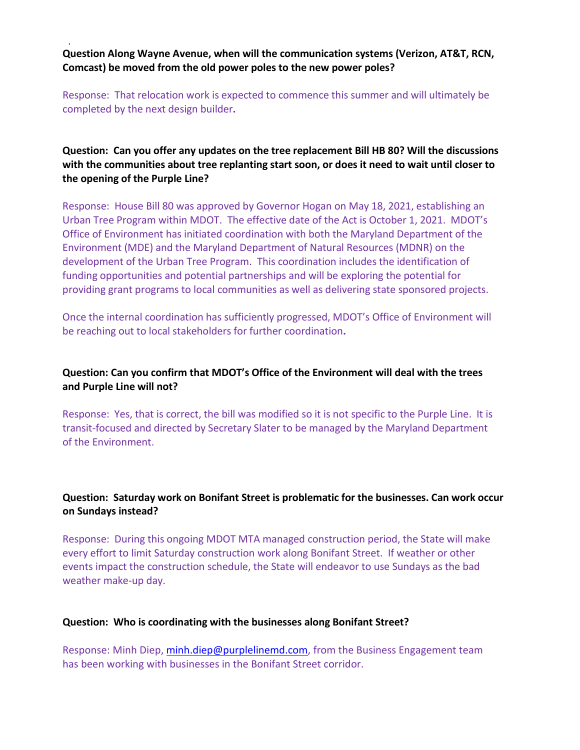**Question Along Wayne Avenue, when will the communication systems (Verizon, AT&T, RCN, Comcast) be moved from the old power poles to the new power poles?**

Response: That relocation work is expected to commence this summer and will ultimately be completed by the next design builder**.**

**Question: Can you offer any updates on the tree replacement Bill HB 80? Will the discussions with the communities about tree replanting start soon, or does it need to wait until closer to the opening of the Purple Line?**

Response: House Bill 80 was approved by Governor Hogan on May 18, 2021, establishing an Urban Tree Program within MDOT. The effective date of the Act is October 1, 2021. MDOT's Office of Environment has initiated coordination with both the Maryland Department of the Environment (MDE) and the Maryland Department of Natural Resources (MDNR) on the development of the Urban Tree Program. This coordination includes the identification of funding opportunities and potential partnerships and will be exploring the potential for providing grant programs to local communities as well as delivering state sponsored projects.

Once the internal coordination has sufficiently progressed, MDOT's Office of Environment will be reaching out to local stakeholders for further coordination**.**

**Question: Can you confirm that MDOT's Office of the Environment will deal with the trees and Purple Line will not?**

Response: Yes, that is correct, the bill was modified so it is not specific to the Purple Line. It is transit-focused and directed by Secretary Slater to be managed by the Maryland Department of the Environment.

**Question: Saturday work on Bonifant Street is problematic for the businesses. Can work occur on Sundays instead?**

Response: During this ongoing MDOT MTA managed construction period, the State will make every effort to limit Saturday construction work along Bonifant Street. If weather or other events impact the construction schedule, the State will endeavor to use Sundays as the bad weather make-up day.

**Question: Who is coordinating with the businesses along Bonifant Street?**

Response: Minh Diep, minh.diep@purplelinemd.com, from the Business Engagement team has been working with businesses in the Bonifant Street corridor.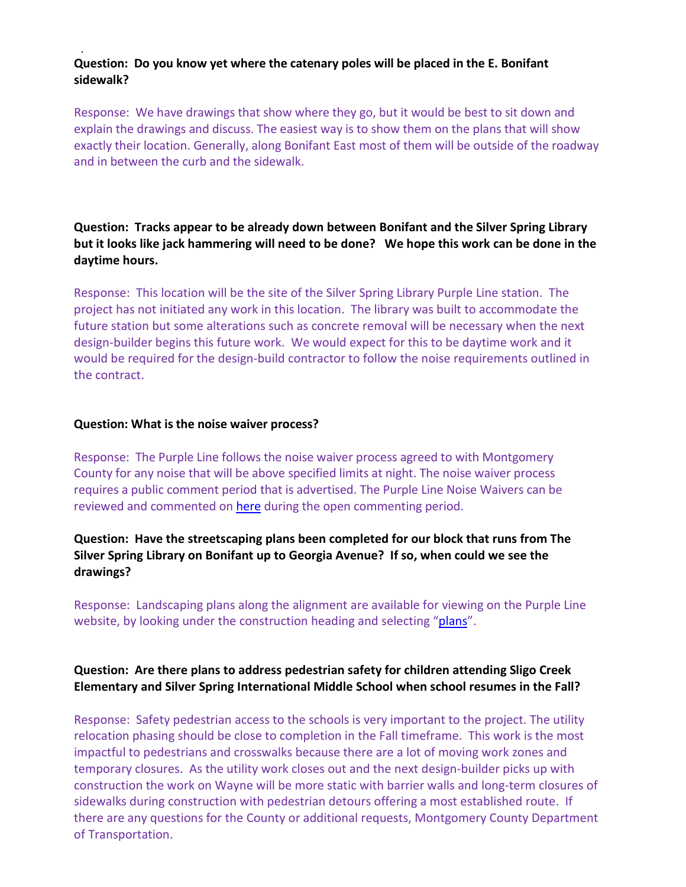**Question: Do you know yet where the catenary poles will be placed in the E. Bonifant sidewalk?**

Response: We have drawings that show where they go, but it would be best to sit down and explain the drawings and discuss. The easiest way is to show them on the plans that will show exactly their location. Generally, along Bonifant East most of them will be outside of the roadway and in between the curb and the sidewalk.

**Question: Tracks appear to be already down between Bonifant and the Silver Spring Library but it looks like jack hammering will need to be done? We hope this work can be done in the daytime hours.**

Response: This location will be the site of the Silver Spring Library Purple Line station. The project has not initiated any work in this location. The library was built to accommodate the future station but some alterations such as concrete removal will be necessary when the next design-builder begins this future work. We would expect for this to be daytime work and it would be required for the design-build contractor to follow the noise requirements outlined in the contract.

**Question: What is the noise waiver process?**

Response: The Purple Line follows the noise waiver process agreed to with Montgomery County for any noise that will be above specified limits at night. The noise waiver process requires a public comment period that is advertised. The Purple Line Noise Waivers can be reviewed and commented on here during the open commenting period.

**Question: Have the streetscaping plans been completed for our block that runs from The Silver Spring Library on Bonifant up to Georgia Avenue? If so, when could we see the drawings?**

Response: Landscaping plans along the alignment are available for viewing on the Purple Line website, by looking under the construction heading and selecting "plans".

**Question: Are there plans to address pedestrian safety for children attending Sligo Creek Elementary and Silver Spring International Middle School when school resumes in the Fall?**

Response: Safety pedestrian access to the schools is very important to the project. The utility relocation phasing should be close to completion in the Fall timeframe. This work is the most impactful to pedestrians and crosswalks because there are a lot of moving work zones and temporary closures. As the utility work closes out and the next design-builder picks up with construction the work on Wayne will be more static with barrier walls and long-term closures of sidewalks during construction with pedestrian detours offering a most established route. If there are any questions for the County or additional requests, Montgomery County Department of Transportation.